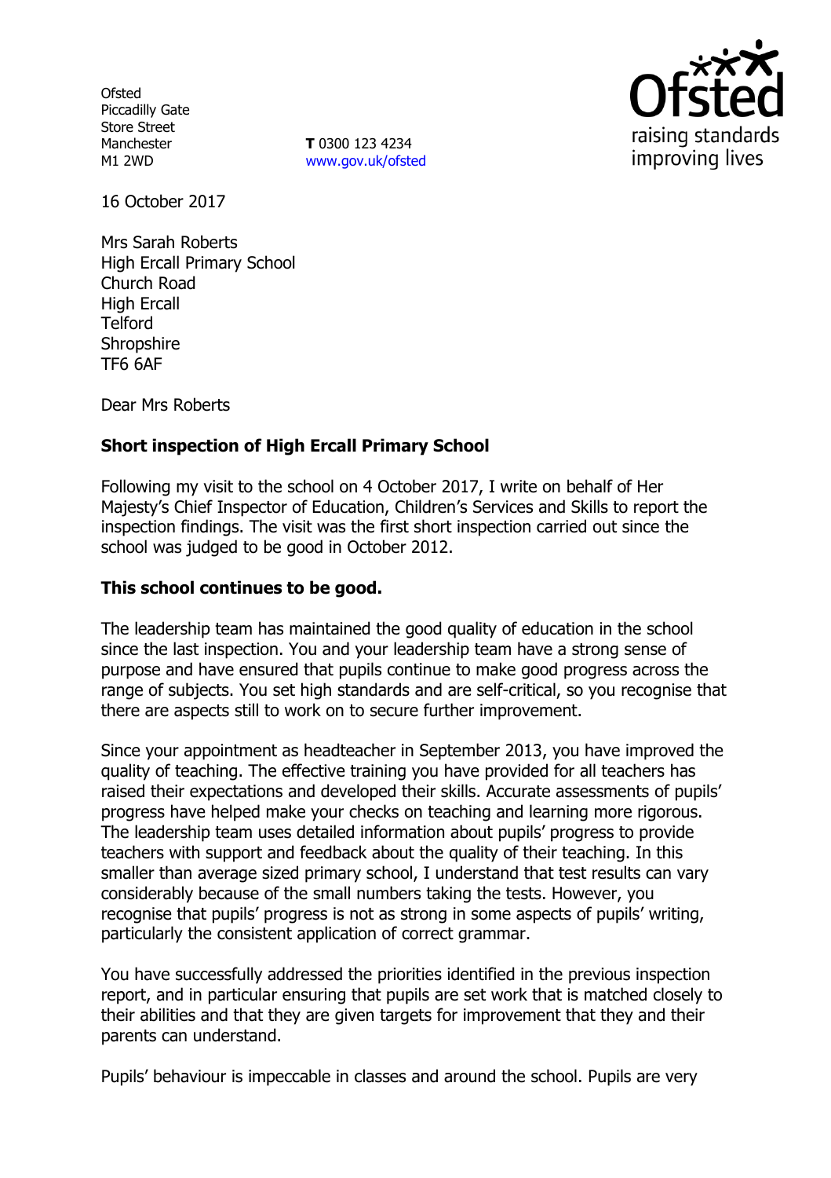Ofsted
Piccadilly Gate
Store Street
Manchester
M1 2WD

**T** 0300 123 4234
www.gov.uk/ofsted

Ofsted
raising standards
improving lives

16 October 2017

Mrs Sarah Roberts
High Ercall Primary School
Church Road
High Ercall
Telford
Shropshire
TF6 6AF

Dear Mrs Roberts

**Short inspection of High Ercall Primary School**

Following my visit to the school on 4 October 2017, I write on behalf of Her Majesty's Chief Inspector of Education, Children's Services and Skills to report the inspection findings. The visit was the first short inspection carried out since the school was judged to be good in October 2012.

**This school continues to be good.**

The leadership team has maintained the good quality of education in the school since the last inspection. You and your leadership team have a strong sense of purpose and have ensured that pupils continue to make good progress across the range of subjects. You set high standards and are self-critical, so you recognise that there are aspects still to work on to secure further improvement.

Since your appointment as headteacher in September 2013, you have improved the quality of teaching. The effective training you have provided for all teachers has raised their expectations and developed their skills. Accurate assessments of pupils' progress have helped make your checks on teaching and learning more rigorous. The leadership team uses detailed information about pupils' progress to provide teachers with support and feedback about the quality of their teaching. In this smaller than average sized primary school, I understand that test results can vary considerably because of the small numbers taking the tests. However, you recognise that pupils' progress is not as strong in some aspects of pupils' writing, particularly the consistent application of correct grammar.

You have successfully addressed the priorities identified in the previous inspection report, and in particular ensuring that pupils are set work that is matched closely to their abilities and that they are given targets for improvement that they and their parents can understand.

Pupils' behaviour is impeccable in classes and around the school. Pupils are very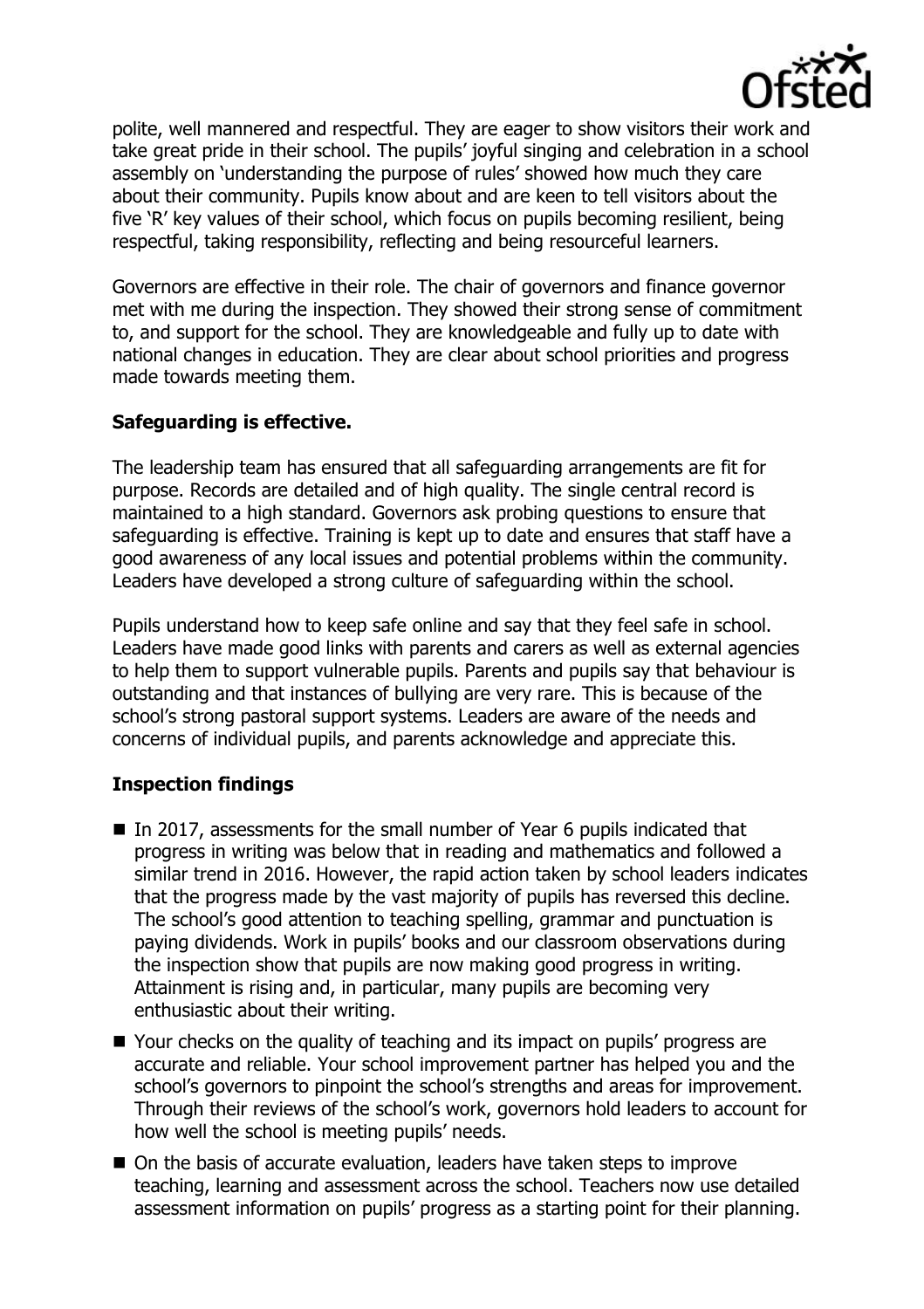polite, well mannered and respectful. They are eager to show visitors their work and take great pride in their school. The pupils' joyful singing and celebration in a school assembly on 'understanding the purpose of rules' showed how much they care about their community. Pupils know about and are keen to tell visitors about the five 'R' key values of their school, which focus on pupils becoming resilient, being respectful, taking responsibility, reflecting and being resourceful learners.

Governors are effective in their role. The chair of governors and finance governor met with me during the inspection. They showed their strong sense of commitment to, and support for the school. They are knowledgeable and fully up to date with national changes in education. They are clear about school priorities and progress made towards meeting them.

## Safeguarding is effective.

The leadership team has ensured that all safeguarding arrangements are fit for purpose. Records are detailed and of high quality. The single central record is maintained to a high standard. Governors ask probing questions to ensure that safeguarding is effective. Training is kept up to date and ensures that staff have a good awareness of any local issues and potential problems within the community. Leaders have developed a strong culture of safeguarding within the school.

Pupils understand how to keep safe online and say that they feel safe in school. Leaders have made good links with parents and carers as well as external agencies to help them to support vulnerable pupils. Parents and pupils say that behaviour is outstanding and that instances of bullying are very rare. This is because of the school's strong pastoral support systems. Leaders are aware of the needs and concerns of individual pupils, and parents acknowledge and appreciate this.

## Inspection findings

- In 2017, assessments for the small number of Year 6 pupils indicated that progress in writing was below that in reading and mathematics and followed a similar trend in 2016. However, the rapid action taken by school leaders indicates that the progress made by the vast majority of pupils has reversed this decline. The school's good attention to teaching spelling, grammar and punctuation is paying dividends. Work in pupils' books and our classroom observations during the inspection show that pupils are now making good progress in writing. Attainment is rising and, in particular, many pupils are becoming very enthusiastic about their writing.
- Your checks on the quality of teaching and its impact on pupils' progress are accurate and reliable. Your school improvement partner has helped you and the school's governors to pinpoint the school's strengths and areas for improvement. Through their reviews of the school's work, governors hold leaders to account for how well the school is meeting pupils' needs.
- On the basis of accurate evaluation, leaders have taken steps to improve teaching, learning and assessment across the school. Teachers now use detailed assessment information on pupils' progress as a starting point for their planning.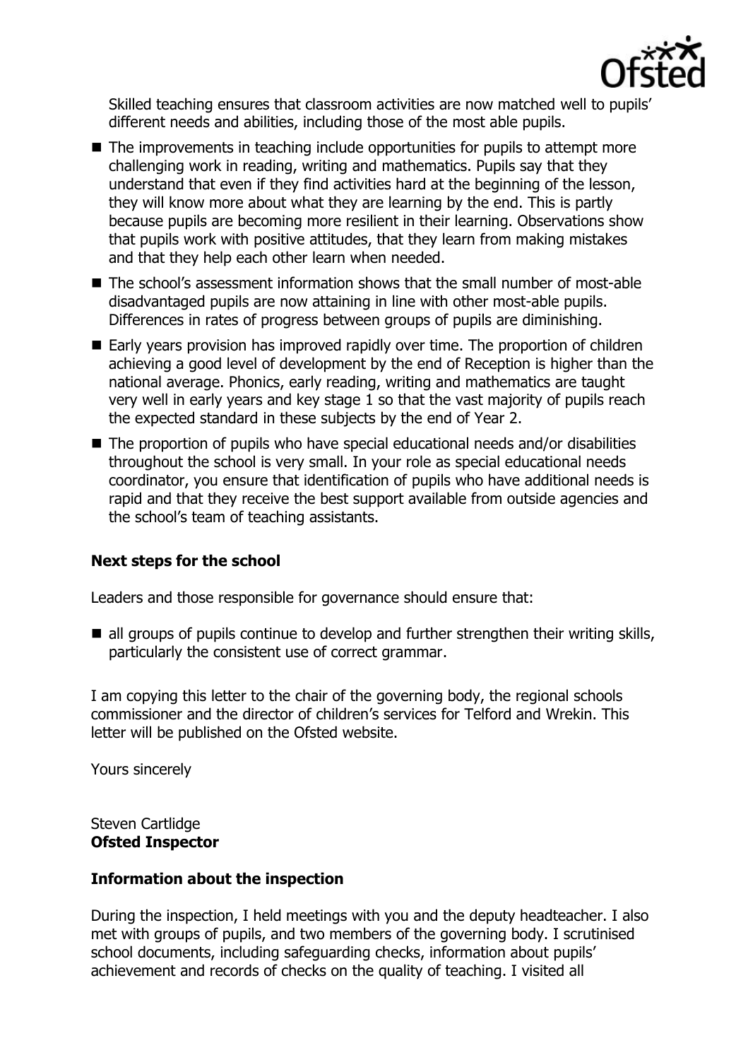Skilled teaching ensures that classroom activities are now matched well to pupils' different needs and abilities, including those of the most able pupils.

- The improvements in teaching include opportunities for pupils to attempt more challenging work in reading, writing and mathematics. Pupils say that they understand that even if they find activities hard at the beginning of the lesson, they will know more about what they are learning by the end. This is partly because pupils are becoming more resilient in their learning. Observations show that pupils work with positive attitudes, that they learn from making mistakes and that they help each other learn when needed.
- The school's assessment information shows that the small number of most-able disadvantaged pupils are now attaining in line with other most-able pupils. Differences in rates of progress between groups of pupils are diminishing.
- Early years provision has improved rapidly over time. The proportion of children achieving a good level of development by the end of Reception is higher than the national average. Phonics, early reading, writing and mathematics are taught very well in early years and key stage 1 so that the vast majority of pupils reach the expected standard in these subjects by the end of Year 2.
- The proportion of pupils who have special educational needs and/or disabilities throughout the school is very small. In your role as special educational needs coordinator, you ensure that identification of pupils who have additional needs is rapid and that they receive the best support available from outside agencies and the school's team of teaching assistants.

## Next steps for the school

Leaders and those responsible for governance should ensure that:

- all groups of pupils continue to develop and further strengthen their writing skills, particularly the consistent use of correct grammar.

I am copying this letter to the chair of the governing body, the regional schools commissioner and the director of children's services for Telford and Wrekin. This letter will be published on the Ofsted website.

Yours sincerely

Steven Cartlidge
**Ofsted Inspector**

## Information about the inspection

During the inspection, I held meetings with you and the deputy headteacher. I also met with groups of pupils, and two members of the governing body. I scrutinised school documents, including safeguarding checks, information about pupils' achievement and records of checks on the quality of teaching. I visited all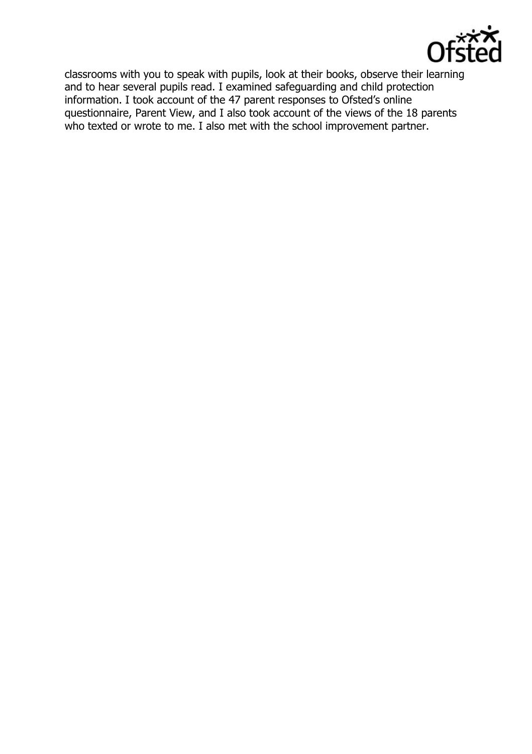classrooms with you to speak with pupils, look at their books, observe their learning and to hear several pupils read. I examined safeguarding and child protection information. I took account of the 47 parent responses to Ofsted's online questionnaire, Parent View, and I also took account of the views of the 18 parents who texted or wrote to me. I also met with the school improvement partner.